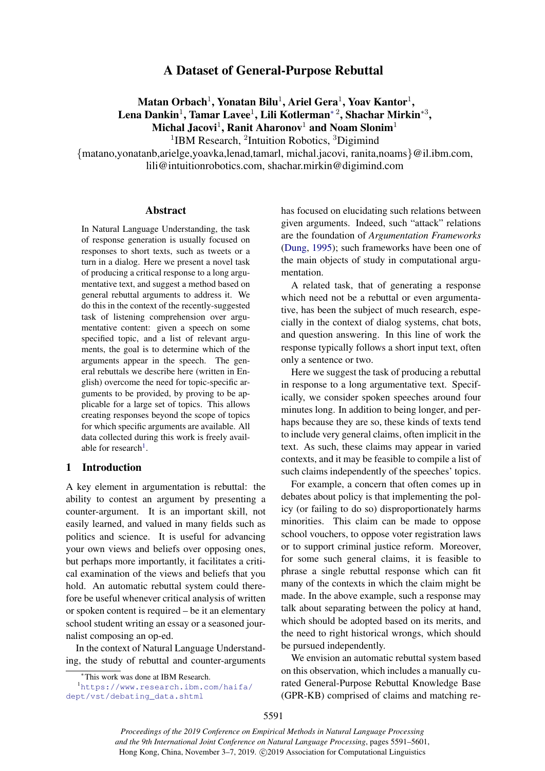# A Dataset of General-Purpose Rebuttal

**Matan Orbach[1], Yonatan Bilu[1], Ariel Gera[1], Yoav Kantor[1], Lena Dankin[1], Tamar Lavee[1], Lili Kotlerman[*2], Shachar Mirkin[*3], Michal Jacovi[1], Ranit Aharonov[1] and Noam Slonim[1]**

[1]IBM Research, [2]Intuition Robotics, [3]Digimind

{matano,yonatanb,arielge,yoavka,lenad,tamarl, michal.jacovi, ranita,noams}@il.ibm.com, lili@intuitionrobotics.com, shachar.mirkin@digimind.com

## Abstract

In Natural Language Understanding, the task of response generation is usually focused on responses to short texts, such as tweets or a turn in a dialog. Here we present a novel task of producing a critical response to a long argumentative text, and suggest a method based on general rebuttal arguments to address it. We do this in the context of the recently-suggested task of listening comprehension over argumentative content: given a speech on some specified topic, and a list of relevant arguments, the goal is to determine which of the arguments appear in the speech. The general rebuttals we describe here (written in English) overcome the need for topic-specific arguments to be provided, by proving to be applicable for a large set of topics. This allows creating responses beyond the scope of topics for which specific arguments are available. All data collected during this work is freely available for research[1].

## 1 Introduction

A key element in argumentation is rebuttal: the ability to contest an argument by presenting a counter-argument. It is an important skill, not easily learned, and valued in many fields such as politics and science. It is useful for advancing your own views and beliefs over opposing ones, but perhaps more importantly, it facilitates a critical examination of the views and beliefs that you hold. An automatic rebuttal system could therefore be useful whenever critical analysis of written or spoken content is required – be it an elementary school student writing an essay or a seasoned journalist composing an op-ed.

In the context of Natural Language Understanding, the study of rebuttal and counter-arguments has focused on elucidating such relations between given arguments. Indeed, such "attack" relations are the foundation of *Argumentation Frameworks* (Dung, 1995); such frameworks have been one of the main objects of study in computational argumentation.

A related task, that of generating a response which need not be a rebuttal or even argumentative, has been the subject of much research, especially in the context of dialog systems, chat bots, and question answering. In this line of work the response typically follows a short input text, often only a sentence or two.

Here we suggest the task of producing a rebuttal in response to a long argumentative text. Specifically, we consider spoken speeches around four minutes long. In addition to being longer, and perhaps because they are so, these kinds of texts tend to include very general claims, often implicit in the text. As such, these claims may appear in varied contexts, and it may be feasible to compile a list of such claims independently of the speeches' topics.

For example, a concern that often comes up in debates about policy is that implementing the policy (or failing to do so) disproportionately harms minorities. This claim can be made to oppose school vouchers, to oppose voter registration laws or to support criminal justice reform. Moreover, for some such general claims, it is feasible to phrase a single rebuttal response which can fit many of the contexts in which the claim might be made. In the above example, such a response may talk about separating between the policy at hand, which should be adopted based on its merits, and the need to right historical wrongs, which should be pursued independently.

We envision an automatic rebuttal system based on this observation, which includes a manually curated General-Purpose Rebuttal Knowledge Base (GPR-KB) comprised of claims and matching re-

*This work was done at IBM Research.

[1]https://www.research.ibm.com/haifa/dept/vst/debating_data.shtml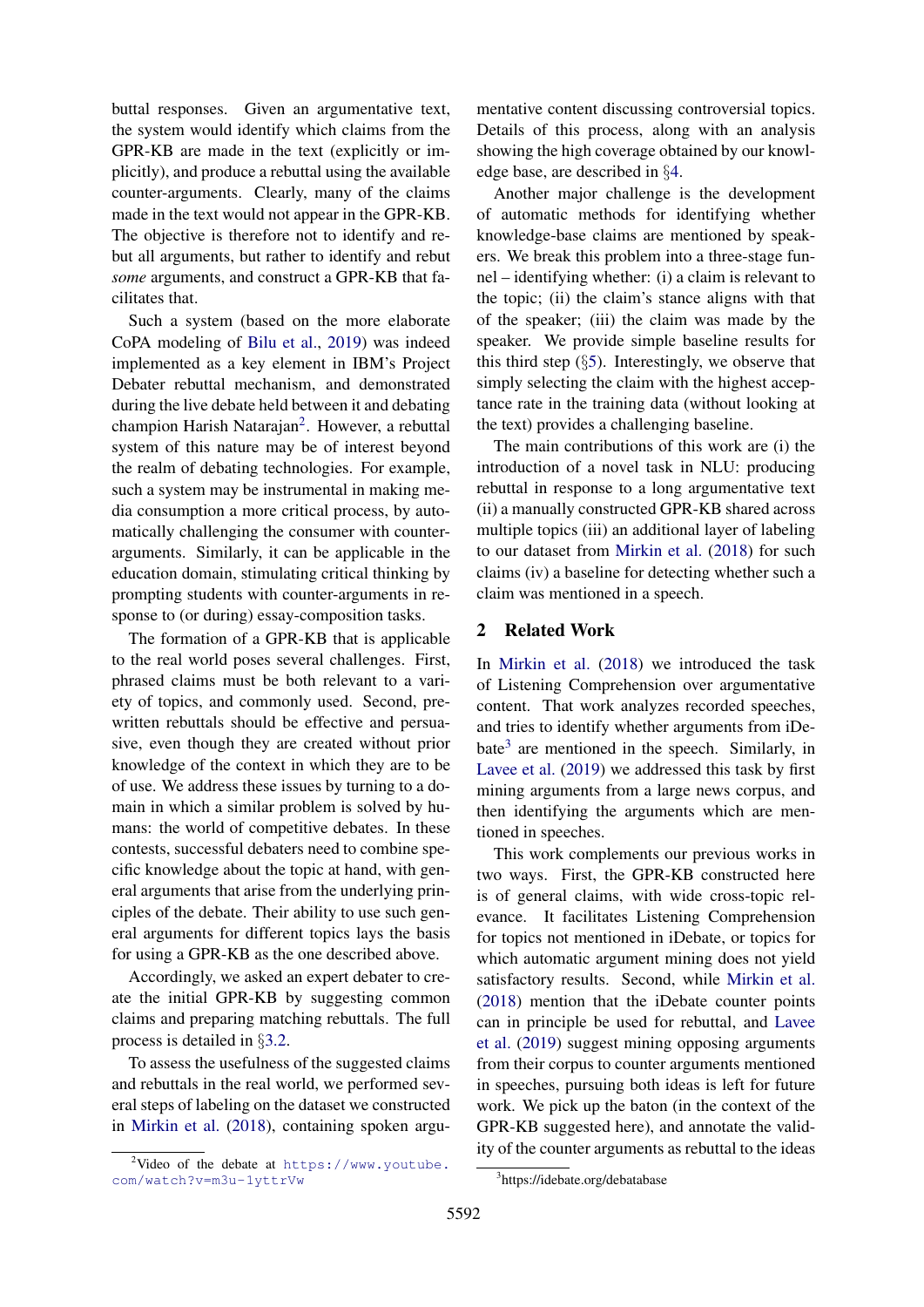buttal responses. Given an argumentative text, the system would identify which claims from the GPR-KB are made in the text (explicitly or implicitly), and produce a rebuttal using the available counter-arguments. Clearly, many of the claims made in the text would not appear in the GPR-KB. The objective is therefore not to identify and rebut all arguments, but rather to identify and rebut *some* arguments, and construct a GPR-KB that facilitates that.

Such a system (based on the more elaborate CoPA modeling of Bilu et al., 2019) was indeed implemented as a key element in IBM's Project Debater rebuttal mechanism, and demonstrated during the live debate held between it and debating champion Harish Natarajan[2]. However, a rebuttal system of this nature may be of interest beyond the realm of debating technologies. For example, such a system may be instrumental in making media consumption a more critical process, by automatically challenging the consumer with counter-arguments. Similarly, it can be applicable in the education domain, stimulating critical thinking by prompting students with counter-arguments in response to (or during) essay-composition tasks.

The formation of a GPR-KB that is applicable to the real world poses several challenges. First, phrased claims must be both relevant to a variety of topics, and commonly used. Second, prewritten rebuttals should be effective and persuasive, even though they are created without prior knowledge of the context in which they are to be of use. We address these issues by turning to a domain in which a similar problem is solved by humans: the world of competitive debates. In these contests, successful debaters need to combine specific knowledge about the topic at hand, with general arguments that arise from the underlying principles of the debate. Their ability to use such general arguments for different topics lays the basis for using a GPR-KB as the one described above.

Accordingly, we asked an expert debater to create the initial GPR-KB by suggesting common claims and preparing matching rebuttals. The full process is detailed in §3.2.

To assess the usefulness of the suggested claims and rebuttals in the real world, we performed several steps of labeling on the dataset we constructed in Mirkin et al. (2018), containing spoken argumentative content discussing controversial topics. Details of this process, along with an analysis showing the high coverage obtained by our knowledge base, are described in §4.

Another major challenge is the development of automatic methods for identifying whether knowledge-base claims are mentioned by speakers. We break this problem into a three-stage funnel – identifying whether: (i) a claim is relevant to the topic; (ii) the claim's stance aligns with that of the speaker; (iii) the claim was made by the speaker. We provide simple baseline results for this third step (§5). Interestingly, we observe that simply selecting the claim with the highest acceptance rate in the training data (without looking at the text) provides a challenging baseline.

The main contributions of this work are (i) the introduction of a novel task in NLU: producing rebuttal in response to a long argumentative text (ii) a manually constructed GPR-KB shared across multiple topics (iii) an additional layer of labeling to our dataset from Mirkin et al. (2018) for such claims (iv) a baseline for detecting whether such a claim was mentioned in a speech.

## 2 Related Work

In Mirkin et al. (2018) we introduced the task of Listening Comprehension over argumentative content. That work analyzes recorded speeches, and tries to identify whether arguments from iDebate[3] are mentioned in the speech. Similarly, in Lavee et al. (2019) we addressed this task by first mining arguments from a large news corpus, and then identifying the arguments which are mentioned in speeches.

This work complements our previous works in two ways. First, the GPR-KB constructed here is of general claims, with wide cross-topic relevance. It facilitates Listening Comprehension for topics not mentioned in iDebate, or topics for which automatic argument mining does not yield satisfactory results. Second, while Mirkin et al. (2018) mention that the iDebate counter points can in principle be used for rebuttal, and Lavee et al. (2019) suggest mining opposing arguments from their corpus to counter arguments mentioned in speeches, pursuing both ideas is left for future work. We pick up the baton (in the context of the GPR-KB suggested here), and annotate the validity of the counter arguments as rebuttal to the ideas

[2] Video of the debate at https://www.youtube.com/watch?v=m3u-1yttrVw

[3] https://idebate.org/debatabase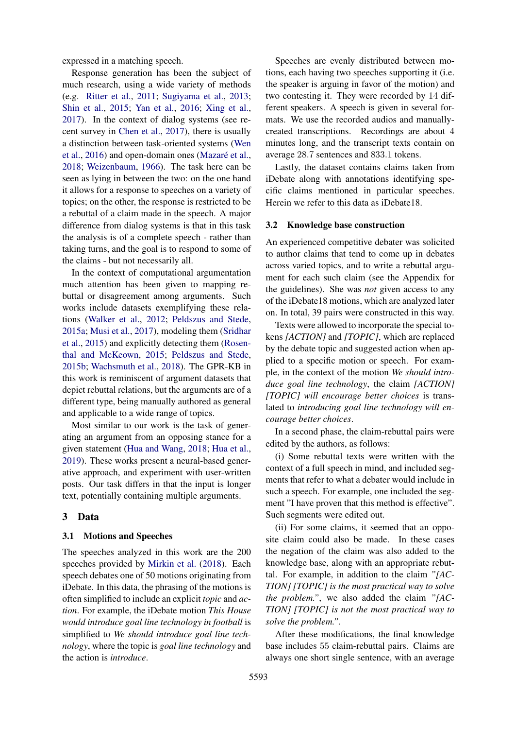expressed in a matching speech.

Response generation has been the subject of much research, using a wide variety of methods (e.g. Ritter et al., 2011; Sugiyama et al., 2013; Shin et al., 2015; Yan et al., 2016; Xing et al., 2017). In the context of dialog systems (see recent survey in Chen et al., 2017), there is usually a distinction between task-oriented systems (Wen et al., 2016) and open-domain ones (Mazaré et al., 2018; Weizenbaum, 1966). The task here can be seen as lying in between the two: on the one hand it allows for a response to speeches on a variety of topics; on the other, the response is restricted to be a rebuttal of a claim made in the speech. A major difference from dialog systems is that in this task the analysis is of a complete speech - rather than taking turns, and the goal is to respond to some of the claims - but not necessarily all.

In the context of computational argumentation much attention has been given to mapping rebuttal or disagreement among arguments. Such works include datasets exemplifying these relations (Walker et al., 2012; Peldszus and Stede, 2015a; Musi et al., 2017), modeling them (Sridhar et al., 2015) and explicitly detecting them (Rosenthal and McKeown, 2015; Peldszus and Stede, 2015b; Wachsmuth et al., 2018). The GPR-KB in this work is reminiscent of argument datasets that depict rebuttal relations, but the arguments are of a different type, being manually authored as general and applicable to a wide range of topics.

Most similar to our work is the task of generating an argument from an opposing stance for a given statement (Hua and Wang, 2018; Hua et al., 2019). These works present a neural-based generative approach, and experiment with user-written posts. Our task differs in that the input is longer text, potentially containing multiple arguments.

# 3 Data

## 3.1 Motions and Speeches

The speeches analyzed in this work are the 200 speeches provided by Mirkin et al. (2018). Each speech debates one of 50 motions originating from iDebate. In this data, the phrasing of the motions is often simplified to include an explicit *topic* and *action*. For example, the iDebate motion *This House would introduce goal line technology in football* is simplified to *We should introduce goal line technology*, where the topic is *goal line technology* and the action is *introduce*.

Speeches are evenly distributed between motions, each having two speeches supporting it (i.e. the speaker is arguing in favor of the motion) and two contesting it. They were recorded by 14 different speakers. A speech is given in several formats. We use the recorded audios and manually-created transcriptions. Recordings are about 4 minutes long, and the transcript texts contain on average 28.7 sentences and 833.1 tokens.

Lastly, the dataset contains claims taken from iDebate along with annotations identifying specific claims mentioned in particular speeches. Herein we refer to this data as iDebate18.

## 3.2 Knowledge base construction

An experienced competitive debater was solicited to author claims that tend to come up in debates across varied topics, and to write a rebuttal argument for each such claim (see the Appendix for the guidelines). She was *not* given access to any of the iDebate18 motions, which are analyzed later on. In total, 39 pairs were constructed in this way.

Texts were allowed to incorporate the special tokens *[ACTION]* and *[TOPIC]*, which are replaced by the debate topic and suggested action when applied to a specific motion or speech. For example, in the context of the motion *We should introduce goal line technology*, the claim *[ACTION] [TOPIC] will encourage better choices* is translated to *introducing goal line technology will encourage better choices*.

In a second phase, the claim-rebuttal pairs were edited by the authors, as follows:

(i) Some rebuttal texts were written with the context of a full speech in mind, and included segments that refer to what a debater would include in such a speech. For example, one included the segment "I have proven that this method is effective". Such segments were edited out.

(ii) For some claims, it seemed that an opposite claim could also be made. In these cases the negation of the claim was also added to the knowledge base, along with an appropriate rebuttal. For example, in addition to the claim *"[ACTION] [TOPIC] is the most practical way to solve the problem."*, we also added the claim *"[ACTION] [TOPIC] is not the most practical way to solve the problem."*.

After these modifications, the final knowledge base includes 55 claim-rebuttal pairs. Claims are always one short single sentence, with an average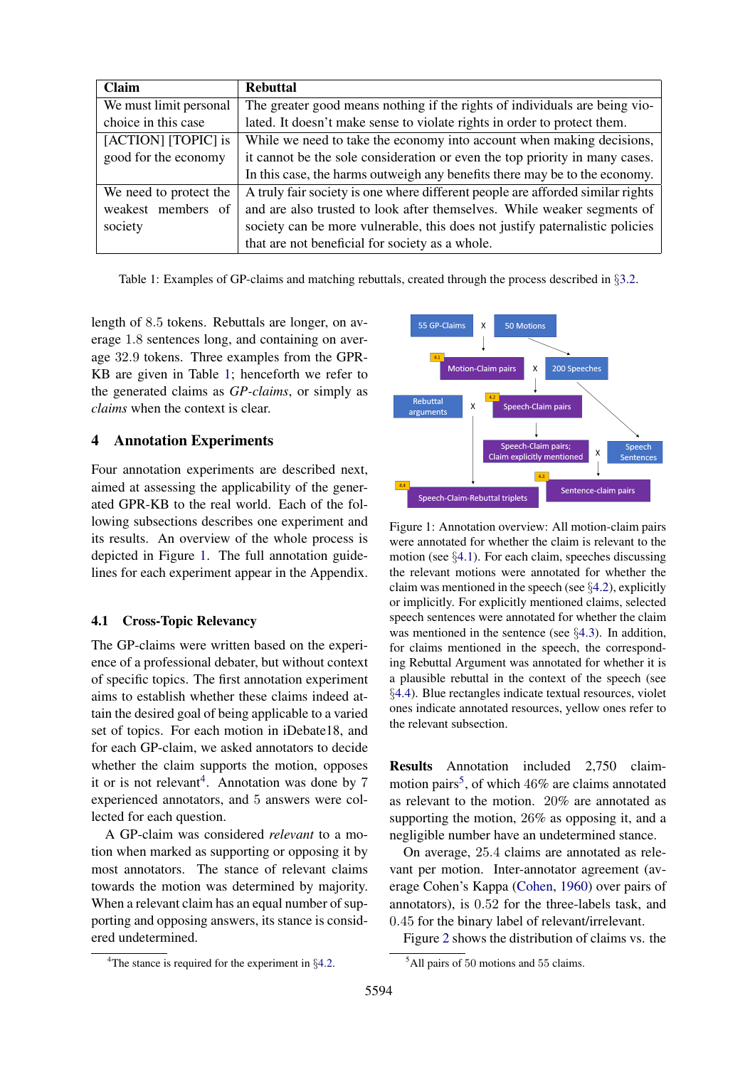| Claim | Rebuttal |
|---|---|
| We must limit personal choice in this case | The greater good means nothing if the rights of individuals are being violated. It doesn't make sense to violate rights in order to protect them. |
| [ACTION] [TOPIC] is good for the economy | While we need to take the economy into account when making decisions, it cannot be the sole consideration or even the top priority in many cases. In this case, the harms outweigh any benefits there may be to the economy. |
| We need to protect the weakest members of society | A truly fair society is one where different people are afforded similar rights and are also trusted to look after themselves. While weaker segments of society can be more vulnerable, this does not justify paternalistic policies that are not beneficial for society as a whole. |

Table 1: Examples of GP-claims and matching rebuttals, created through the process described in §3.2.

length of 8.5 tokens. Rebuttals are longer, on average 1.8 sentences long, and containing on average 32.9 tokens. Three examples from the GPR-KB are given in Table 1; henceforth we refer to the generated claims as *GP-claims*, or simply as *claims* when the context is clear.

## 4 Annotation Experiments

Four annotation experiments are described next, aimed at assessing the applicability of the generated GPR-KB to the real world. Each of the following subsections describes one experiment and its results. An overview of the whole process is depicted in Figure 1. The full annotation guidelines for each experiment appear in the Appendix.

### 4.1 Cross-Topic Relevancy

The GP-claims were written based on the experience of a professional debater, but without context of specific topics. The first annotation experiment aims to establish whether these claims indeed attain the desired goal of being applicable to a varied set of topics. For each motion in iDebate18, and for each GP-claim, we asked annotators to decide whether the claim supports the motion, opposes it or is not relevant[4]. Annotation was done by 7 experienced annotators, and 5 answers were collected for each question.

A GP-claim was considered *relevant* to a motion when marked as supporting or opposing it by most annotators. The stance of relevant claims towards the motion was determined by majority. When a relevant claim has an equal number of supporting and opposing answers, its stance is considered undetermined.

[4]The stance is required for the experiment in §4.2.

Figure 1: Annotation overview: All motion-claim pairs were annotated for whether the claim is relevant to the motion (see §4.1). For each claim, speeches discussing the relevant motions were annotated for whether the claim was mentioned in the speech (see §4.2), explicitly or implicitly. For explicitly mentioned claims, selected speech sentences were annotated for whether the claim was mentioned in the sentence (see §4.3). In addition, for claims mentioned in the speech, the corresponding Rebuttal Argument was annotated for whether it is a plausible rebuttal in the context of the speech (see §4.4). Blue rectangles indicate textual resources, violet ones indicate annotated resources, yellow ones refer to the relevant subsection.

**Results** Annotation included 2,750 claim-motion pairs[5], of which 46% are claims annotated as relevant to the motion. 20% are annotated as supporting the motion, 26% as opposing it, and a negligible number have an undetermined stance.

On average, 25.4 claims are annotated as relevant per motion. Inter-annotator agreement (average Cohen's Kappa (Cohen, 1960) over pairs of annotators), is 0.52 for the three-labels task, and 0.45 for the binary label of relevant/irrelevant.

Figure 2 shows the distribution of claims vs. the

[5]All pairs of 50 motions and 55 claims.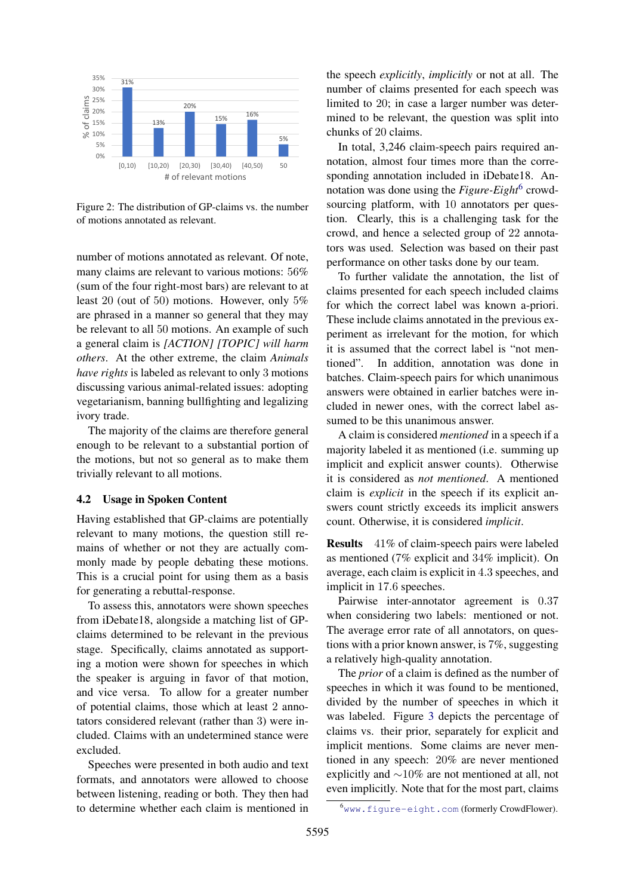Figure 2: The distribution of GP-claims vs. the number of motions annotated as relevant.

number of motions annotated as relevant. Of note, many claims are relevant to various motions: 56% (sum of the four right-most bars) are relevant to at least 20 (out of 50) motions. However, only 5% are phrased in a manner so general that they may be relevant to all 50 motions. An example of such a general claim is *[ACTION] [TOPIC] will harm others*. At the other extreme, the claim *Animals have rights* is labeled as relevant to only 3 motions discussing various animal-related issues: adopting vegetarianism, banning bullfighting and legalizing ivory trade.

The majority of the claims are therefore general enough to be relevant to a substantial portion of the motions, but not so general as to make them trivially relevant to all motions.

### 4.2 Usage in Spoken Content

Having established that GP-claims are potentially relevant to many motions, the question still remains of whether or not they are actually commonly made by people debating these motions. This is a crucial point for using them as a basis for generating a rebuttal-response.

To assess this, annotators were shown speeches from iDebate18, alongside a matching list of GP-claims determined to be relevant in the previous stage. Specifically, claims annotated as supporting a motion were shown for speeches in which the speaker is arguing in favor of that motion, and vice versa. To allow for a greater number of potential claims, those which at least 2 annotators considered relevant (rather than 3) were included. Claims with an undetermined stance were excluded.

Speeches were presented in both audio and text formats, and annotators were allowed to choose between listening, reading or both. They then had to determine whether each claim is mentioned in the speech *explicitly*, *implicitly* or not at all. The number of claims presented for each speech was limited to 20; in case a larger number was determined to be relevant, the question was split into chunks of 20 claims.

In total, 3,246 claim-speech pairs required annotation, almost four times more than the corresponding annotation included in iDebate18. Annotation was done using the *Figure-Eight*[6] crowdsourcing platform, with 10 annotators per question. Clearly, this is a challenging task for the crowd, and hence a selected group of 22 annotators was used. Selection was based on their past performance on other tasks done by our team.

To further validate the annotation, the list of claims presented for each speech included claims for which the correct label was known a-priori. These include claims annotated in the previous experiment as irrelevant for the motion, for which it is assumed that the correct label is "not mentioned". In addition, annotation was done in batches. Claim-speech pairs for which unanimous answers were obtained in earlier batches were included in newer ones, with the correct label assumed to be this unanimous answer.

A claim is considered *mentioned* in a speech if a majority labeled it as mentioned (i.e. summing up implicit and explicit answer counts). Otherwise it is considered as *not mentioned*. A mentioned claim is *explicit* in the speech if its explicit answers count strictly exceeds its implicit answers count. Otherwise, it is considered *implicit*.

**Results** 41% of claim-speech pairs were labeled as mentioned (7% explicit and 34% implicit). On average, each claim is explicit in 4.3 speeches, and implicit in 17.6 speeches.

Pairwise inter-annotator agreement is 0.37 when considering two labels: mentioned or not. The average error rate of all annotators, on questions with a prior known answer, is 7%, suggesting a relatively high-quality annotation.

The *prior* of a claim is defined as the number of speeches in which it was found to be mentioned, divided by the number of speeches in which it was labeled. Figure 3 depicts the percentage of claims vs. their prior, separately for explicit and implicit mentions. Some claims are never mentioned in any speech: 20% are never mentioned explicitly and ∼10% are not mentioned at all, not even implicitly. Note that for the most part, claims

[6] www.figure-eight.com (formerly CrowdFlower).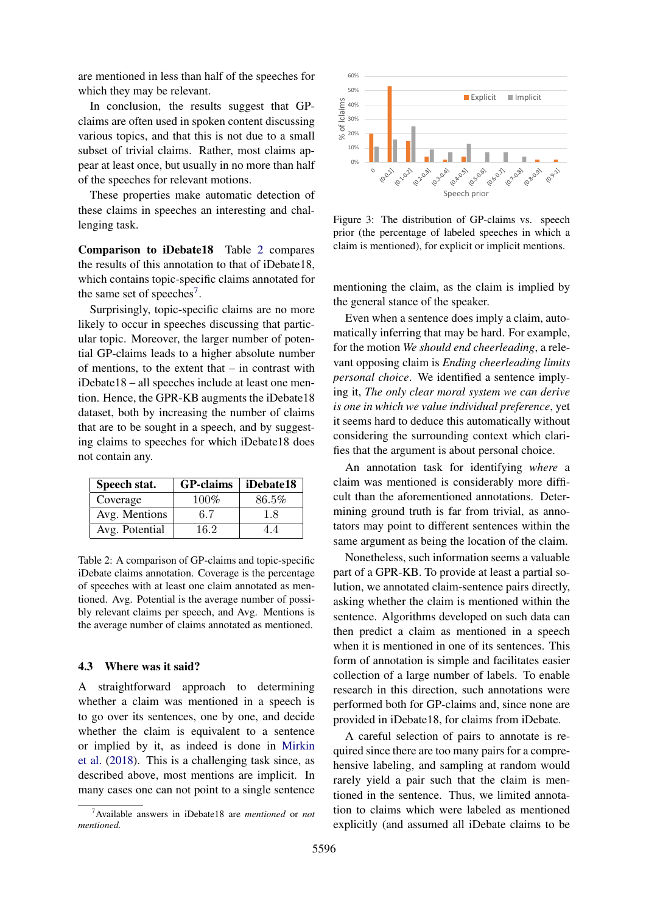are mentioned in less than half of the speeches for which they may be relevant.

In conclusion, the results suggest that GP-claims are often used in spoken content discussing various topics, and that this is not due to a small subset of trivial claims. Rather, most claims appear at least once, but usually in no more than half of the speeches for relevant motions.

These properties make automatic detection of these claims in speeches an interesting and challenging task.

**Comparison to iDebate18** Table 2 compares the results of this annotation to that of iDebate18, which contains topic-specific claims annotated for the same set of speeches[7].

Surprisingly, topic-specific claims are no more likely to occur in speeches discussing that particular topic. Moreover, the larger number of potential GP-claims leads to a higher absolute number of mentions, to the extent that – in contrast with iDebate18 – all speeches include at least one mention. Hence, the GPR-KB augments the iDebate18 dataset, both by increasing the number of claims that are to be sought in a speech, and by suggesting claims to speeches for which iDebate18 does not contain any.

| Speech stat. | GP-claims | iDebate18 |
|---|---|---|
| Coverage | 100% | 86.5% |
| Avg. Mentions | 6.7 | 1.8 |
| Avg. Potential | 16.2 | 4.4 |

Table 2: A comparison of GP-claims and topic-specific iDebate claims annotation. Coverage is the percentage of speeches with at least one claim annotated as mentioned. Avg. Potential is the average number of possibly relevant claims per speech, and Avg. Mentions is the average number of claims annotated as mentioned.

## 4.3 Where was it said?

A straightforward approach to determining whether a claim was mentioned in a speech is to go over its sentences, one by one, and decide whether the claim is equivalent to a sentence or implied by it, as indeed is done in Mirkin et al. (2018). This is a challenging task since, as described above, most mentions are implicit. In many cases one can not point to a single sentence mentioning the claim, as the claim is implied by the general stance of the speaker.

[7] Available answers in iDebate18 are *mentioned* or *not mentioned.*

Figure 3: The distribution of GP-claims vs. speech prior (the percentage of labeled speeches in which a claim is mentioned), for explicit or implicit mentions.

Even when a sentence does imply a claim, automatically inferring that may be hard. For example, for the motion *We should end cheerleading*, a relevant opposing claim is *Ending cheerleading limits personal choice*. We identified a sentence implying it, *The only clear moral system we can derive is one in which we value individual preference*, yet it seems hard to deduce this automatically without considering the surrounding context which clarifies that the argument is about personal choice.

An annotation task for identifying *where* a claim was mentioned is considerably more difficult than the aforementioned annotations. Determining ground truth is far from trivial, as annotators may point to different sentences within the same argument as being the location of the claim.

Nonetheless, such information seems a valuable part of a GPR-KB. To provide at least a partial solution, we annotated claim-sentence pairs directly, asking whether the claim is mentioned within the sentence. Algorithms developed on such data can then predict a claim as mentioned in a speech when it is mentioned in one of its sentences. This form of annotation is simple and facilitates easier collection of a large number of labels. To enable research in this direction, such annotations were performed both for GP-claims and, since none are provided in iDebate18, for claims from iDebate.

A careful selection of pairs to annotate is required since there are too many pairs for a comprehensive labeling, and sampling at random would rarely yield a pair such that the claim is mentioned in the sentence. Thus, we limited annotation to claims which were labeled as mentioned explicitly (and assumed all iDebate claims to be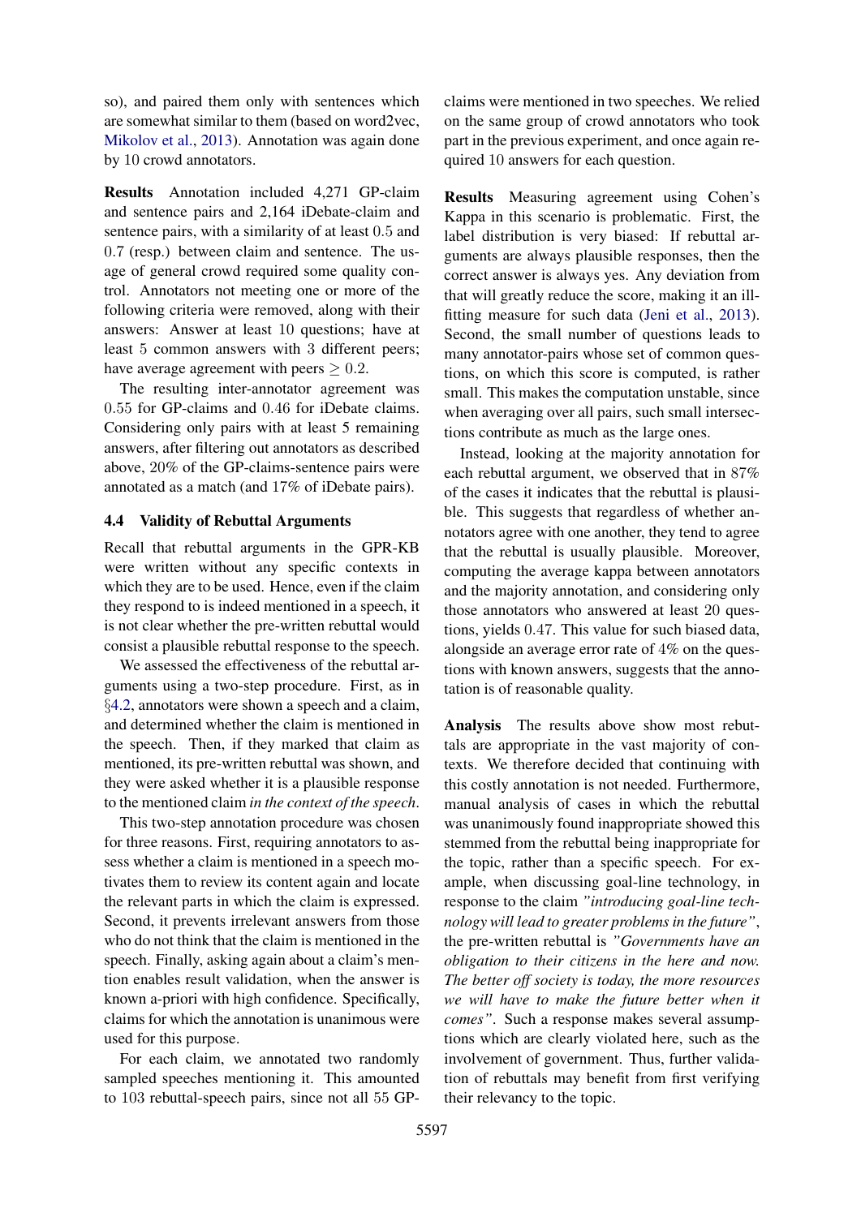so), and paired them only with sentences which are somewhat similar to them (based on word2vec, Mikolov et al., 2013). Annotation was again done by 10 crowd annotators.

**Results** Annotation included 4,271 GP-claim and sentence pairs and 2,164 iDebate-claim and sentence pairs, with a similarity of at least 0.5 and 0.7 (resp.) between claim and sentence. The usage of general crowd required some quality control. Annotators not meeting one or more of the following criteria were removed, along with their answers: Answer at least 10 questions; have at least 5 common answers with 3 different peers; have average agreement with peers $\geq 0.2$.

The resulting inter-annotator agreement was 0.55 for GP-claims and 0.46 for iDebate claims. Considering only pairs with at least 5 remaining answers, after filtering out annotators as described above, 20% of the GP-claims-sentence pairs were annotated as a match (and 17% of iDebate pairs).

### 4.4 Validity of Rebuttal Arguments

Recall that rebuttal arguments in the GPR-KB were written without any specific contexts in which they are to be used. Hence, even if the claim they respond to is indeed mentioned in a speech, it is not clear whether the pre-written rebuttal would consist a plausible rebuttal response to the speech.

We assessed the effectiveness of the rebuttal arguments using a two-step procedure. First, as in §4.2, annotators were shown a speech and a claim, and determined whether the claim is mentioned in the speech. Then, if they marked that claim as mentioned, its pre-written rebuttal was shown, and they were asked whether it is a plausible response to the mentioned claim *in the context of the speech*.

This two-step annotation procedure was chosen for three reasons. First, requiring annotators to assess whether a claim is mentioned in a speech motivates them to review its content again and locate the relevant parts in which the claim is expressed. Second, it prevents irrelevant answers from those who do not think that the claim is mentioned in the speech. Finally, asking again about a claim's mention enables result validation, when the answer is known a-priori with high confidence. Specifically, claims for which the annotation is unanimous were used for this purpose.

For each claim, we annotated two randomly sampled speeches mentioning it. This amounted to 103 rebuttal-speech pairs, since not all 55 GP-claims were mentioned in two speeches. We relied on the same group of crowd annotators who took part in the previous experiment, and once again required 10 answers for each question.

**Results** Measuring agreement using Cohen's Kappa in this scenario is problematic. First, the label distribution is very biased: If rebuttal arguments are always plausible responses, then the correct answer is always yes. Any deviation from that will greatly reduce the score, making it an ill-fitting measure for such data (Jeni et al., 2013). Second, the small number of questions leads to many annotator-pairs whose set of common questions, on which this score is computed, is rather small. This makes the computation unstable, since when averaging over all pairs, such small intersections contribute as much as the large ones.

Instead, looking at the majority annotation for each rebuttal argument, we observed that in 87% of the cases it indicates that the rebuttal is plausible. This suggests that regardless of whether annotators agree with one another, they tend to agree that the rebuttal is usually plausible. Moreover, computing the average kappa between annotators and the majority annotation, and considering only those annotators who answered at least 20 questions, yields 0.47. This value for such biased data, alongside an average error rate of 4% on the questions with known answers, suggests that the annotation is of reasonable quality.

**Analysis** The results above show most rebuttals are appropriate in the vast majority of contexts. We therefore decided that continuing with this costly annotation is not needed. Furthermore, manual analysis of cases in which the rebuttal was unanimously found inappropriate showed this stemmed from the rebuttal being inappropriate for the topic, rather than a specific speech. For example, when discussing goal-line technology, in response to the claim *"introducing goal-line technology will lead to greater problems in the future"*, the pre-written rebuttal is *"Governments have an obligation to their citizens in the here and now. The better off society is today, the more resources we will have to make the future better when it comes"*. Such a response makes several assumptions which are clearly violated here, such as the involvement of government. Thus, further validation of rebuttals may benefit from first verifying their relevancy to the topic.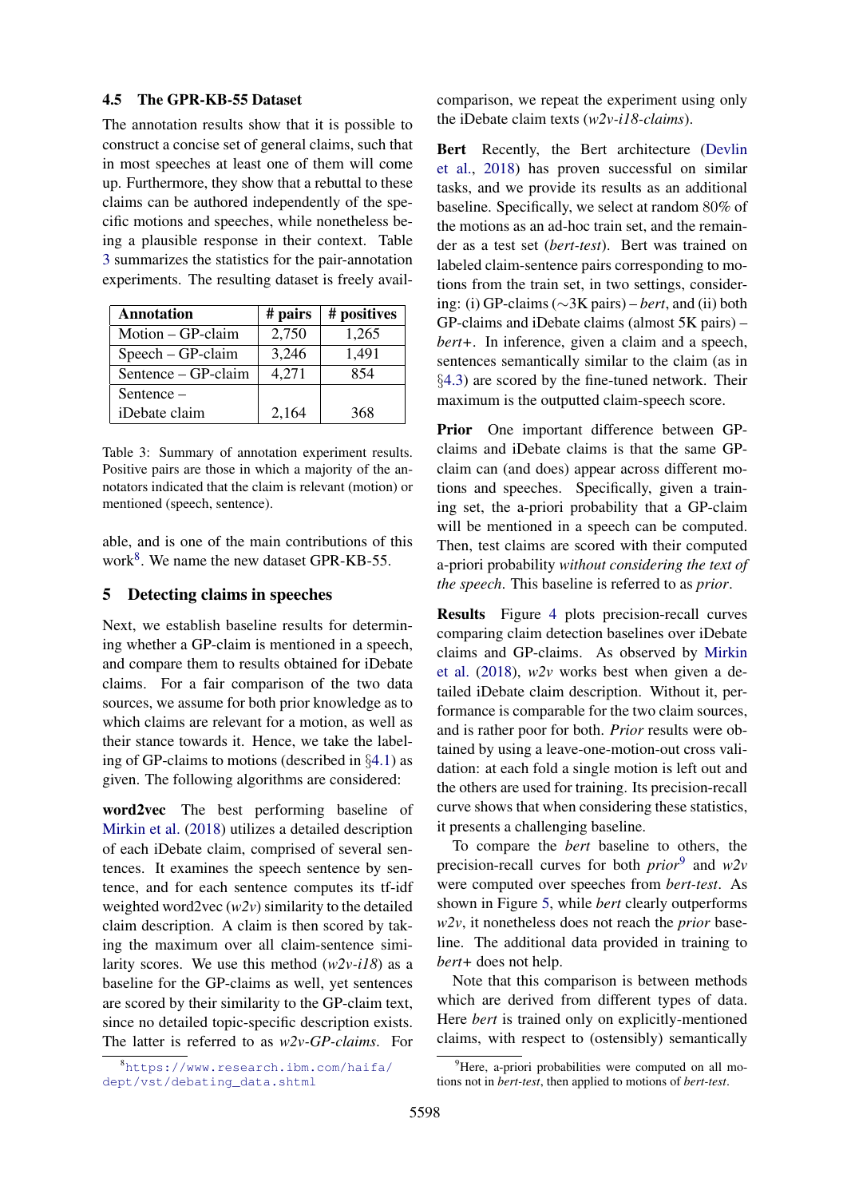### 4.5 The GPR-KB-55 Dataset

The annotation results show that it is possible to construct a concise set of general claims, such that in most speeches at least one of them will come up. Furthermore, they show that a rebuttal to these claims can be authored independently of the specific motions and speeches, while nonetheless being a plausible response in their context. Table 3 summarizes the statistics for the pair-annotation experiments. The resulting dataset is freely available, and is one of the main contributions of this work[8]. We name the new dataset GPR-KB-55.

| Annotation | # pairs | # positives |
|---|---|---|
| Motion – GP-claim | 2,750 | 1,265 |
| Speech – GP-claim | 3,246 | 1,491 |
| Sentence – GP-claim | 4,271 | 854 |
| Sentence – iDebate claim | 2,164 | 368 |

Table 3: Summary of annotation experiment results. Positive pairs are those in which a majority of the annotators indicated that the claim is relevant (motion) or mentioned (speech, sentence).

## 5 Detecting claims in speeches

Next, we establish baseline results for determining whether a GP-claim is mentioned in a speech, and compare them to results obtained for iDebate claims. For a fair comparison of the two data sources, we assume for both prior knowledge as to which claims are relevant for a motion, as well as their stance towards it. Hence, we take the labeling of GP-claims to motions (described in §4.1) as given. The following algorithms are considered:

**word2vec** The best performing baseline of Mirkin et al. (2018) utilizes a detailed description of each iDebate claim, comprised of several sentences. It examines the speech sentence by sentence, and for each sentence computes its tf-idf weighted word2vec (*w2v*) similarity to the detailed claim description. A claim is then scored by taking the maximum over all claim-sentence similarity scores. We use this method (*w2v-i18*) as a baseline for the GP-claims as well, yet sentences are scored by their similarity to the GP-claim text, since no detailed topic-specific description exists. The latter is referred to as *w2v-GP-claims*. For comparison, we repeat the experiment using only the iDebate claim texts (*w2v-i18-claims*).

**Bert** Recently, the Bert architecture (Devlin et al., 2018) has proven successful on similar tasks, and we provide its results as an additional baseline. Specifically, we select at random 80% of the motions as an ad-hoc train set, and the remainder as a test set (*bert-test*). Bert was trained on labeled claim-sentence pairs corresponding to motions from the train set, in two settings, considering: (i) GP-claims (∼3K pairs) – *bert*, and (ii) both GP-claims and iDebate claims (almost 5K pairs) – *bert+*. In inference, given a claim and a speech, sentences semantically similar to the claim (as in §4.3) are scored by the fine-tuned network. Their maximum is the outputted claim-speech score.

**Prior** One important difference between GP-claims and iDebate claims is that the same GP-claim can (and does) appear across different motions and speeches. Specifically, given a training set, the a-priori probability that a GP-claim will be mentioned in a speech can be computed. Then, test claims are scored with their computed a-priori probability *without considering the text of the speech*. This baseline is referred to as *prior*.

**Results** Figure 4 plots precision-recall curves comparing claim detection baselines over iDebate claims and GP-claims. As observed by Mirkin et al. (2018), *w2v* works best when given a detailed iDebate claim description. Without it, performance is comparable for the two claim sources, and is rather poor for both. *Prior* results were obtained by using a leave-one-motion-out cross validation: at each fold a single motion is left out and the others are used for training. Its precision-recall curve shows that when considering these statistics, it presents a challenging baseline.

To compare the *bert* baseline to others, the precision-recall curves for both *prior*[9] and *w2v* were computed over speeches from *bert-test*. As shown in Figure 5, while *bert* clearly outperforms *w2v*, it nonetheless does not reach the *prior* baseline. The additional data provided in training to *bert+* does not help.

Note that this comparison is between methods which are derived from different types of data. Here *bert* is trained only on explicitly-mentioned claims, with respect to (ostensibly) semantically

[8] https://www.research.ibm.com/haifa/dept/vst/debating_data.shtml

[9] Here, a-priori probabilities were computed on all motions not in *bert-test*, then applied to motions of *bert-test*.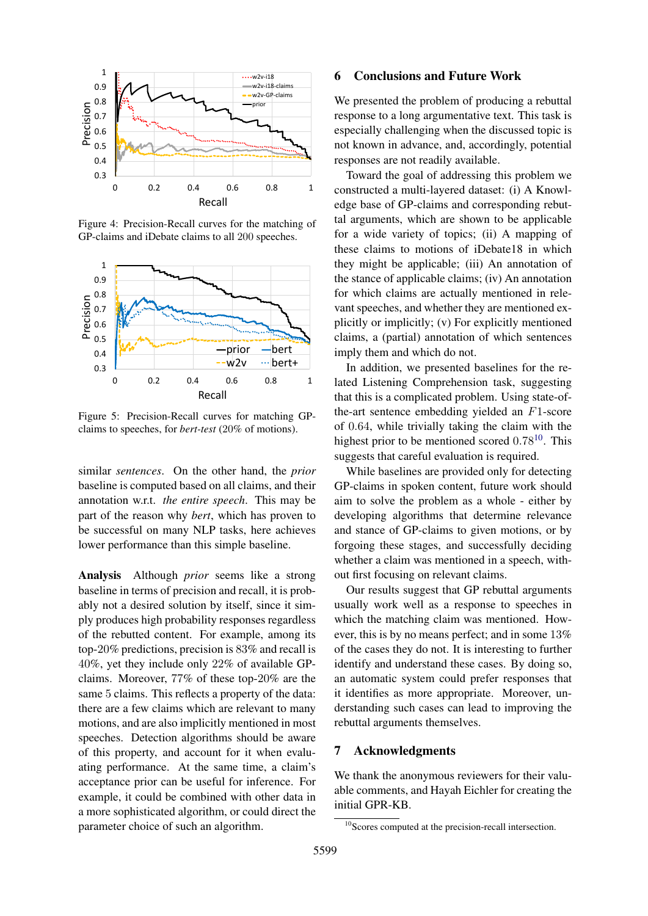Figure 4: Precision-Recall curves for the matching of GP-claims and iDebate claims to all 200 speeches.

Figure 5: Precision-Recall curves for matching GP-claims to speeches, for *bert-test* (20% of motions).

similar *sentences*. On the other hand, the *prior* baseline is computed based on all claims, and their annotation w.r.t. *the entire speech*. This may be part of the reason why *bert*, which has proven to be successful on many NLP tasks, here achieves lower performance than this simple baseline.

**Analysis** Although *prior* seems like a strong baseline in terms of precision and recall, it is probably not a desired solution by itself, since it simply produces high probability responses regardless of the rebutted content. For example, among its top-20% predictions, precision is 83% and recall is 40%, yet they include only 22% of available GP-claims. Moreover, 77% of these top-20% are the same 5 claims. This reflects a property of the data: there are a few claims which are relevant to many motions, and are also implicitly mentioned in most speeches. Detection algorithms should be aware of this property, and account for it when evaluating performance. At the same time, a claim's acceptance prior can be useful for inference. For example, it could be combined with other data in a more sophisticated algorithm, or could direct the parameter choice of such an algorithm.

## 6 Conclusions and Future Work

We presented the problem of producing a rebuttal response to a long argumentative text. This task is especially challenging when the discussed topic is not known in advance, and, accordingly, potential responses are not readily available.

Toward the goal of addressing this problem we constructed a multi-layered dataset: (i) A Knowledge base of GP-claims and corresponding rebuttal arguments, which are shown to be applicable for a wide variety of topics; (ii) A mapping of these claims to motions of iDebate18 in which they might be applicable; (iii) An annotation of the stance of applicable claims; (iv) An annotation for which claims are actually mentioned in relevant speeches, and whether they are mentioned explicitly or implicitly; (v) For explicitly mentioned claims, a (partial) annotation of which sentences imply them and which do not.

In addition, we presented baselines for the related Listening Comprehension task, suggesting that this is a complicated problem. Using state-of-the-art sentence embedding yielded an $F1$-score of 0.64, while trivially taking the claim with the highest prior to be mentioned scored 0.78[10]. This suggests that careful evaluation is required.

While baselines are provided only for detecting GP-claims in spoken content, future work should aim to solve the problem as a whole - either by developing algorithms that determine relevance and stance of GP-claims to given motions, or by forgoing these stages, and successfully deciding whether a claim was mentioned in a speech, without first focusing on relevant claims.

Our results suggest that GP rebuttal arguments usually work well as a response to speeches in which the matching claim was mentioned. However, this is by no means perfect; and in some 13% of the cases they do not. It is interesting to further identify and understand these cases. By doing so, an automatic system could prefer responses that it identifies as more appropriate. Moreover, understanding such cases can lead to improving the rebuttal arguments themselves.

## 7 Acknowledgments

We thank the anonymous reviewers for their valuable comments, and Hayah Eichler for creating the initial GPR-KB.

[10] Scores computed at the precision-recall intersection.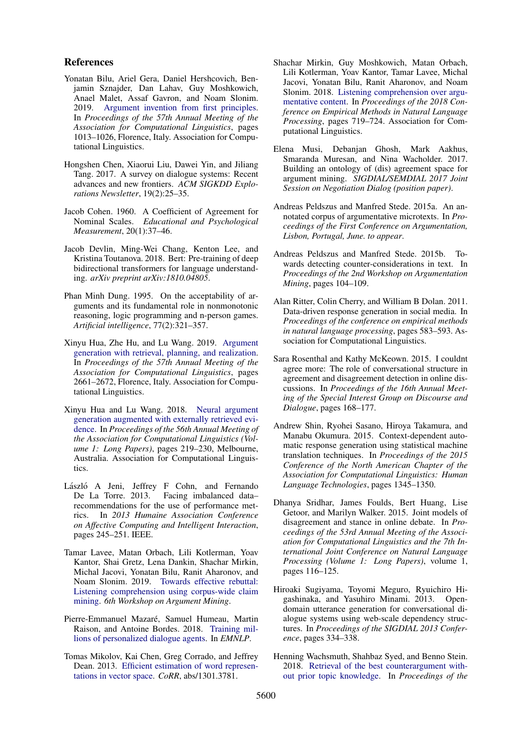## References

Yonatan Bilu, Ariel Gera, Daniel Hershcovich, Benjamin Sznajder, Dan Lahav, Guy Moshkowich, Anael Malet, Assaf Gavron, and Noam Slonim. 2019. Argument invention from first principles. In *Proceedings of the 57th Annual Meeting of the Association for Computational Linguistics*, pages 1013–1026, Florence, Italy. Association for Computational Linguistics.

Hongshen Chen, Xiaorui Liu, Dawei Yin, and Jiliang Tang. 2017. A survey on dialogue systems: Recent advances and new frontiers. *ACM SIGKDD Explorations Newsletter*, 19(2):25–35.

Jacob Cohen. 1960. A Coefficient of Agreement for Nominal Scales. *Educational and Psychological Measurement*, 20(1):37–46.

Jacob Devlin, Ming-Wei Chang, Kenton Lee, and Kristina Toutanova. 2018. Bert: Pre-training of deep bidirectional transformers for language understanding. *arXiv preprint arXiv:1810.04805*.

Phan Minh Dung. 1995. On the acceptability of arguments and its fundamental role in nonmonotonic reasoning, logic programming and n-person games. *Artificial intelligence*, 77(2):321–357.

Xinyu Hua, Zhe Hu, and Lu Wang. 2019. Argument generation with retrieval, planning, and realization. In *Proceedings of the 57th Annual Meeting of the Association for Computational Linguistics*, pages 2661–2672, Florence, Italy. Association for Computational Linguistics.

Xinyu Hua and Lu Wang. 2018. Neural argument generation augmented with externally retrieved evidence. In *Proceedings of the 56th Annual Meeting of the Association for Computational Linguistics (Volume 1: Long Papers)*, pages 219–230, Melbourne, Australia. Association for Computational Linguistics.

László A Jeni, Jeffrey F Cohn, and Fernando De La Torre. 2013. Facing imbalanced data–recommendations for the use of performance metrics. In *2013 Humaine Association Conference on Affective Computing and Intelligent Interaction*, pages 245–251. IEEE.

Tamar Lavee, Matan Orbach, Lili Kotlerman, Yoav Kantor, Shai Gretz, Lena Dankin, Shachar Mirkin, Michal Jacovi, Yonatan Bilu, Ranit Aharonov, and Noam Slonim. 2019. Towards effective rebuttal: Listening comprehension using corpus-wide claim mining. *6th Workshop on Argument Mining*.

Pierre-Emmanuel Mazaré, Samuel Humeau, Martin Raison, and Antoine Bordes. 2018. Training millions of personalized dialogue agents. In *EMNLP*.

Tomas Mikolov, Kai Chen, Greg Corrado, and Jeffrey Dean. 2013. Efficient estimation of word representations in vector space. *CoRR*, abs/1301.3781.

Shachar Mirkin, Guy Moshkowich, Matan Orbach, Lili Kotlerman, Yoav Kantor, Tamar Lavee, Michal Jacovi, Yonatan Bilu, Ranit Aharonov, and Noam Slonim. 2018. Listening comprehension over argumentative content. In *Proceedings of the 2018 Conference on Empirical Methods in Natural Language Processing*, pages 719–724. Association for Computational Linguistics.

Elena Musi, Debanjan Ghosh, Mark Aakhus, Smaranda Muresan, and Nina Wacholder. 2017. Building an ontology of (dis) agreement space for argument mining. *SIGDIAL/SEMDIAL 2017 Joint Session on Negotiation Dialog (position paper)*.

Andreas Peldszus and Manfred Stede. 2015a. An annotated corpus of argumentative microtexts. In *Proceedings of the First Conference on Argumentation, Lisbon, Portugal, June. to appear*.

Andreas Peldszus and Manfred Stede. 2015b. Towards detecting counter-considerations in text. In *Proceedings of the 2nd Workshop on Argumentation Mining*, pages 104–109.

Alan Ritter, Colin Cherry, and William B Dolan. 2011. Data-driven response generation in social media. In *Proceedings of the conference on empirical methods in natural language processing*, pages 583–593. Association for Computational Linguistics.

Sara Rosenthal and Kathy McKeown. 2015. I couldnt agree more: The role of conversational structure in agreement and disagreement detection in online discussions. In *Proceedings of the 16th Annual Meeting of the Special Interest Group on Discourse and Dialogue*, pages 168–177.

Andrew Shin, Ryohei Sasano, Hiroya Takamura, and Manabu Okumura. 2015. Context-dependent automatic response generation using statistical machine translation techniques. In *Proceedings of the 2015 Conference of the North American Chapter of the Association for Computational Linguistics: Human Language Technologies*, pages 1345–1350.

Dhanya Sridhar, James Foulds, Bert Huang, Lise Getoor, and Marilyn Walker. 2015. Joint models of disagreement and stance in online debate. In *Proceedings of the 53rd Annual Meeting of the Association for Computational Linguistics and the 7th International Joint Conference on Natural Language Processing (Volume 1: Long Papers)*, volume 1, pages 116–125.

Hiroaki Sugiyama, Toyomi Meguro, Ryuichiro Higashinaka, and Yasuhiro Minami. 2013. Open-domain utterance generation for conversational dialogue systems using web-scale dependency structures. In *Proceedings of the SIGDIAL 2013 Conference*, pages 334–338.

Henning Wachsmuth, Shahbaz Syed, and Benno Stein. 2018. Retrieval of the best counterargument without prior topic knowledge. In *Proceedings of the*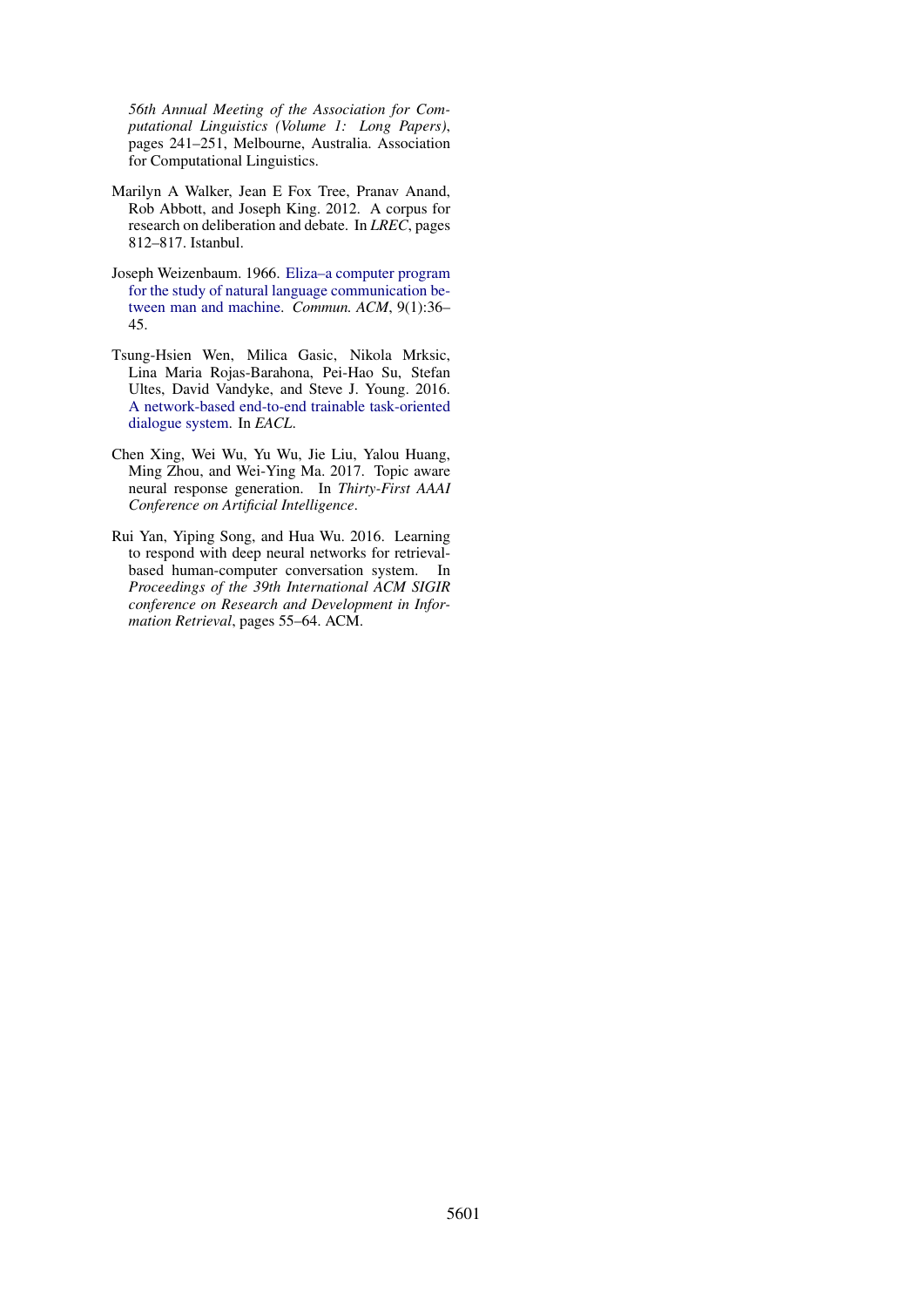*56th Annual Meeting of the Association for Computational Linguistics (Volume 1: Long Papers)*, pages 241–251, Melbourne, Australia. Association for Computational Linguistics.

Marilyn A Walker, Jean E Fox Tree, Pranav Anand, Rob Abbott, and Joseph King. 2012. A corpus for research on deliberation and debate. In *LREC*, pages 812–817. Istanbul.

Joseph Weizenbaum. 1966. Eliza–a computer program for the study of natural language communication between man and machine. *Commun. ACM*, 9(1):36–45.

Tsung-Hsien Wen, Milica Gasic, Nikola Mrksic, Lina Maria Rojas-Barahona, Pei-Hao Su, Stefan Ultes, David Vandyke, and Steve J. Young. 2016. A network-based end-to-end trainable task-oriented dialogue system. In *EACL*.

Chen Xing, Wei Wu, Yu Wu, Jie Liu, Yalou Huang, Ming Zhou, and Wei-Ying Ma. 2017. Topic aware neural response generation. In *Thirty-First AAAI Conference on Artificial Intelligence*.

Rui Yan, Yiping Song, and Hua Wu. 2016. Learning to respond with deep neural networks for retrieval-based human-computer conversation system. In *Proceedings of the 39th International ACM SIGIR conference on Research and Development in Information Retrieval*, pages 55–64. ACM.